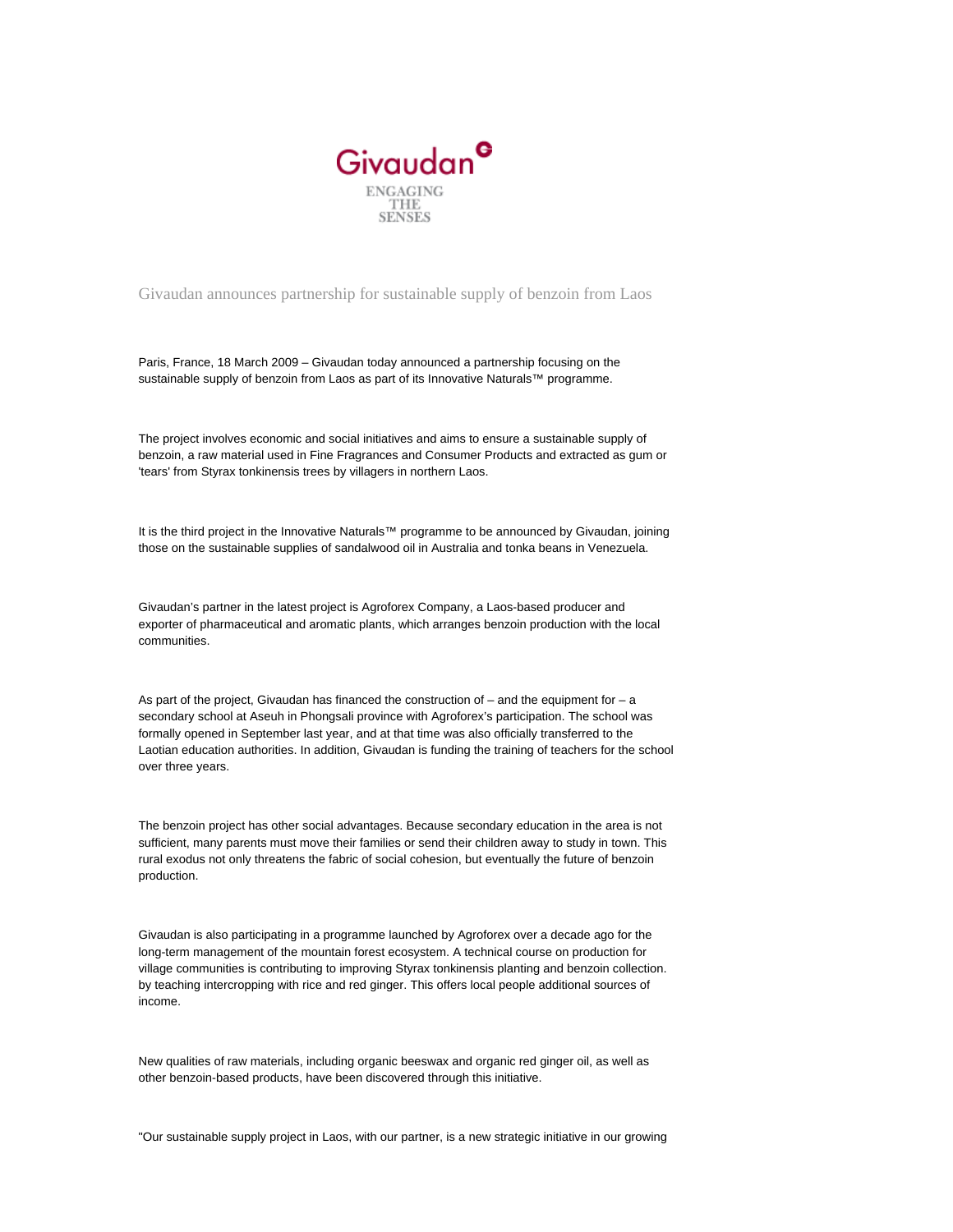Givaudan

ENGAGING THE SENSES

# Givaudan announces partnership for sustainable supply of benzoin from Laos

Paris, France, 18 March 2009 – Givaudan today announced a partnership focusing on the sustainable supply of benzoin from Laos as part of its Innovative Naturals™ programme.

The project involves economic and social initiatives and aims to ensure a sustainable supply of benzoin, a raw material used in Fine Fragrances and Consumer Products and extracted as gum or 'tears' from Styrax tonkinensis trees by villagers in northern Laos.

It is the third project in the Innovative Naturals™ programme to be announced by Givaudan, joining those on the sustainable supplies of sandalwood oil in Australia and tonka beans in Venezuela.

Givaudan's partner in the latest project is Agroforex Company, a Laos-based producer and exporter of pharmaceutical and aromatic plants, which arranges benzoin production with the local communities.

As part of the project, Givaudan has financed the construction of – and the equipment for – a secondary school at Aseuh in Phongsali province with Agroforex's participation. The school was formally opened in September last year, and at that time was also officially transferred to the Laotian education authorities. In addition, Givaudan is funding the training of teachers for the school over three years.

The benzoin project has other social advantages. Because secondary education in the area is not sufficient, many parents must move their families or send their children away to study in town. This rural exodus not only threatens the fabric of social cohesion, but eventually the future of benzoin production.

Givaudan is also participating in a programme launched by Agroforex over a decade ago for the long-term management of the mountain forest ecosystem. A technical course on production for village communities is contributing to improving Styrax tonkinensis planting and benzoin collection. by teaching intercropping with rice and red ginger. This offers local people additional sources of income.

New qualities of raw materials, including organic beeswax and organic red ginger oil, as well as other benzoin-based products, have been discovered through this initiative.

"Our sustainable supply project in Laos, with our partner, is a new strategic initiative in our growing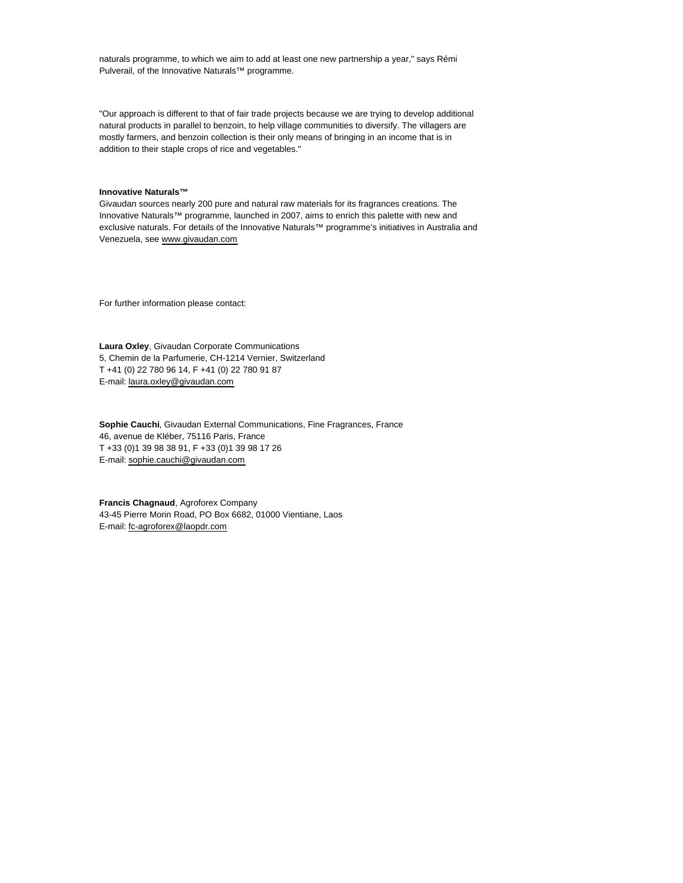naturals programme, to which we aim to add at least one new partnership a year," says Rémi Pulverail, of the Innovative Naturals™ programme.

"Our approach is different to that of fair trade projects because we are trying to develop additional natural products in parallel to benzoin, to help village communities to diversify. The villagers are mostly farmers, and benzoin collection is their only means of bringing in an income that is in addition to their staple crops of rice and vegetables."

**Innovative Naturals™**

Givaudan sources nearly 200 pure and natural raw materials for its fragrances creations. The Innovative Naturals™ programme, launched in 2007, aims to enrich this palette with new and exclusive naturals. For details of the Innovative Naturals™ programme's initiatives in Australia and Venezuela, see www.givaudan.com

For further information please contact:

**Laura Oxley**, Givaudan Corporate Communications
5, Chemin de la Parfumerie, CH-1214 Vernier, Switzerland
T +41 (0) 22 780 96 14, F +41 (0) 22 780 91 87
E-mail: laura.oxley@givaudan.com

**Sophie Cauchi**, Givaudan External Communications, Fine Fragrances, France
46, avenue de Kléber, 75116 Paris, France
T +33 (0)1 39 98 38 91, F +33 (0)1 39 98 17 26
E-mail: sophie.cauchi@givaudan.com

**Francis Chagnaud**, Agroforex Company
43-45 Pierre Morin Road, PO Box 6682, 01000 Vientiane, Laos
E-mail: fc-agroforex@laopdr.com